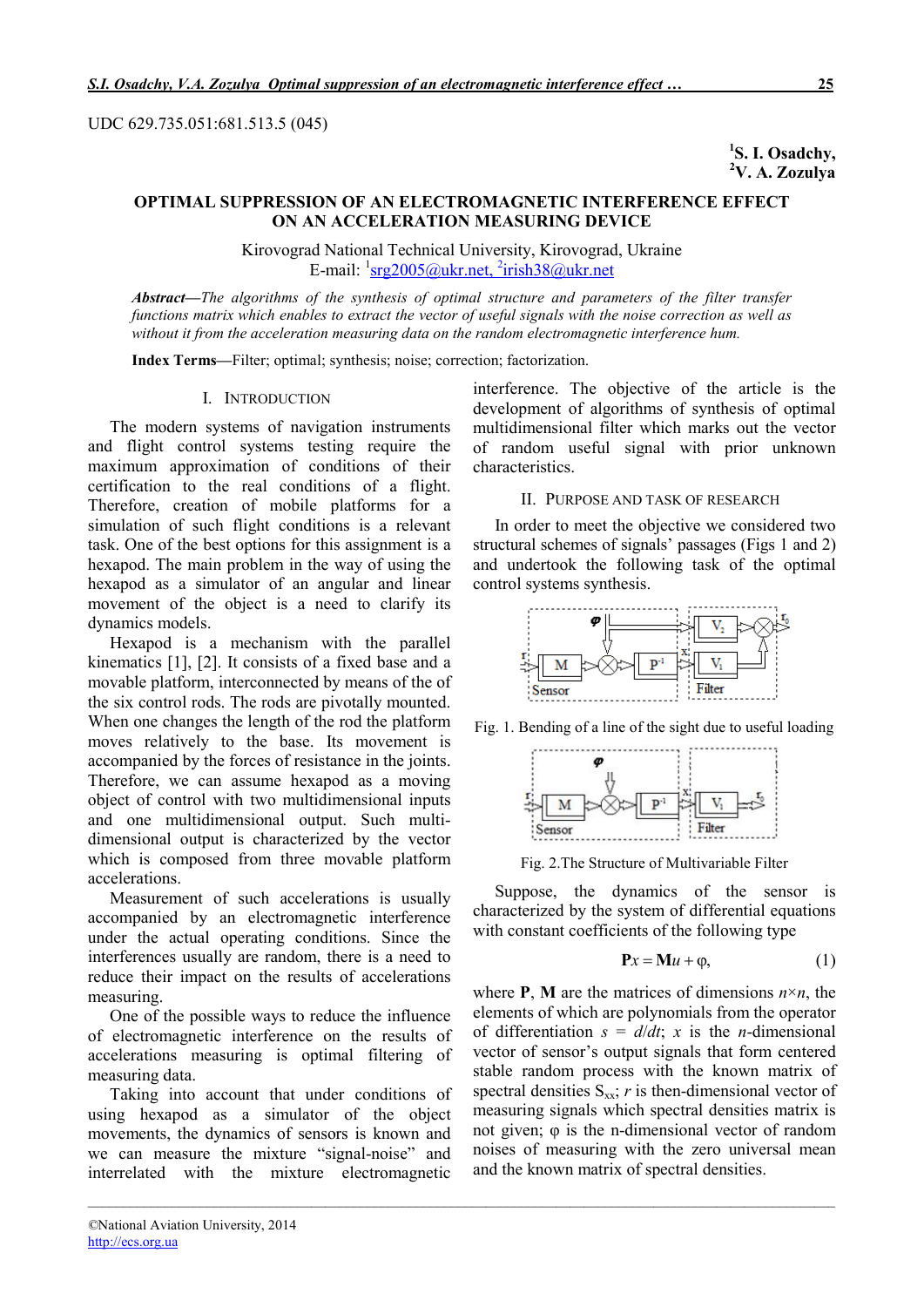UDC 629.735.051:681.513.5 (045)

**[1]S. I. Osadchy,**
**[2]V. A. Zozulya**

# OPTIMAL SUPPRESSION OF AN ELECTROMAGNETIC INTERFERENCE EFFECT ON AN ACCELERATION MEASURING DEVICE

Kirovograd National Technical University, Kirovograd, Ukraine
E-mail: [1]srg2005@ukr.net, [2]irish38@ukr.net

***Abstract—****The algorithms of the synthesis of optimal structure and parameters of the filter transfer functions matrix which enables to extract the vector of useful signals with the noise correction as well as without it from the acceleration measuring data on the random electromagnetic interference hum.*

**Index Terms—**Filter; optimal; synthesis; noise; correction; factorization.

## I. Introduction

The modern systems of navigation instruments and flight control systems testing require the maximum approximation of conditions of their certification to the real conditions of a flight. Therefore, creation of mobile platforms for a simulation of such flight conditions is a relevant task. One of the best options for this assignment is a hexapod. The main problem in the way of using the hexapod as a simulator of an angular and linear movement of the object is a need to clarify its dynamics models.

Hexapod is a mechanism with the parallel kinematics [1], [2]. It consists of a fixed base and a movable platform, interconnected by means of the of the six control rods. The rods are pivotally mounted. When one changes the length of the rod the platform moves relatively to the base. Its movement is accompanied by the forces of resistance in the joints. Therefore, we can assume hexapod as a moving object of control with two multidimensional inputs and one multidimensional output. Such multidimensional output is characterized by the vector which is composed from three movable platform accelerations.

Measurement of such accelerations is usually accompanied by an electromagnetic interference under the actual operating conditions. Since the interferences usually are random, there is a need to reduce their impact on the results of accelerations measuring.

One of the possible ways to reduce the influence of electromagnetic interference on the results of accelerations measuring is optimal filtering of measuring data.

Taking into account that under conditions of using hexapod as a simulator of the object movements, the dynamics of sensors is known and we can measure the mixture "signal-noise" and interrelated with the mixture electromagnetic interference. The objective of the article is the development of algorithms of synthesis of optimal multidimensional filter which marks out the vector of random useful signal with prior unknown characteristics.

## II. Purpose and Task of Research

In order to meet the objective we considered two structural schemes of signals' passages (Figs 1 and 2) and undertook the following task of the optimal control systems synthesis.

Fig. 1. Bending of a line of the sight due to useful loading

Fig. 2.The Structure of Multivariable Filter

Suppose, the dynamics of the sensor is characterized by the system of differential equations with constant coefficients of the following type

$$\mathbf{P}x = \mathbf{M}u + \varphi, \tag{1}$$

where **P**, **M** are the matrices of dimensions $n\times n$, the elements of which are polynomials from the operator of differentiation $s = d/dt$; $x$ is the $n$-dimensional vector of sensor's output signals that form centered stable random process with the known matrix of spectral densities $S_{xx}$; $r$ is then-dimensional vector of measuring signals which spectral densities matrix is not given; $\varphi$ is the n-dimensional vector of random noises of measuring with the zero universal mean and the known matrix of spectral densities.

©National Aviation University, 2014
http://ecs.org.ua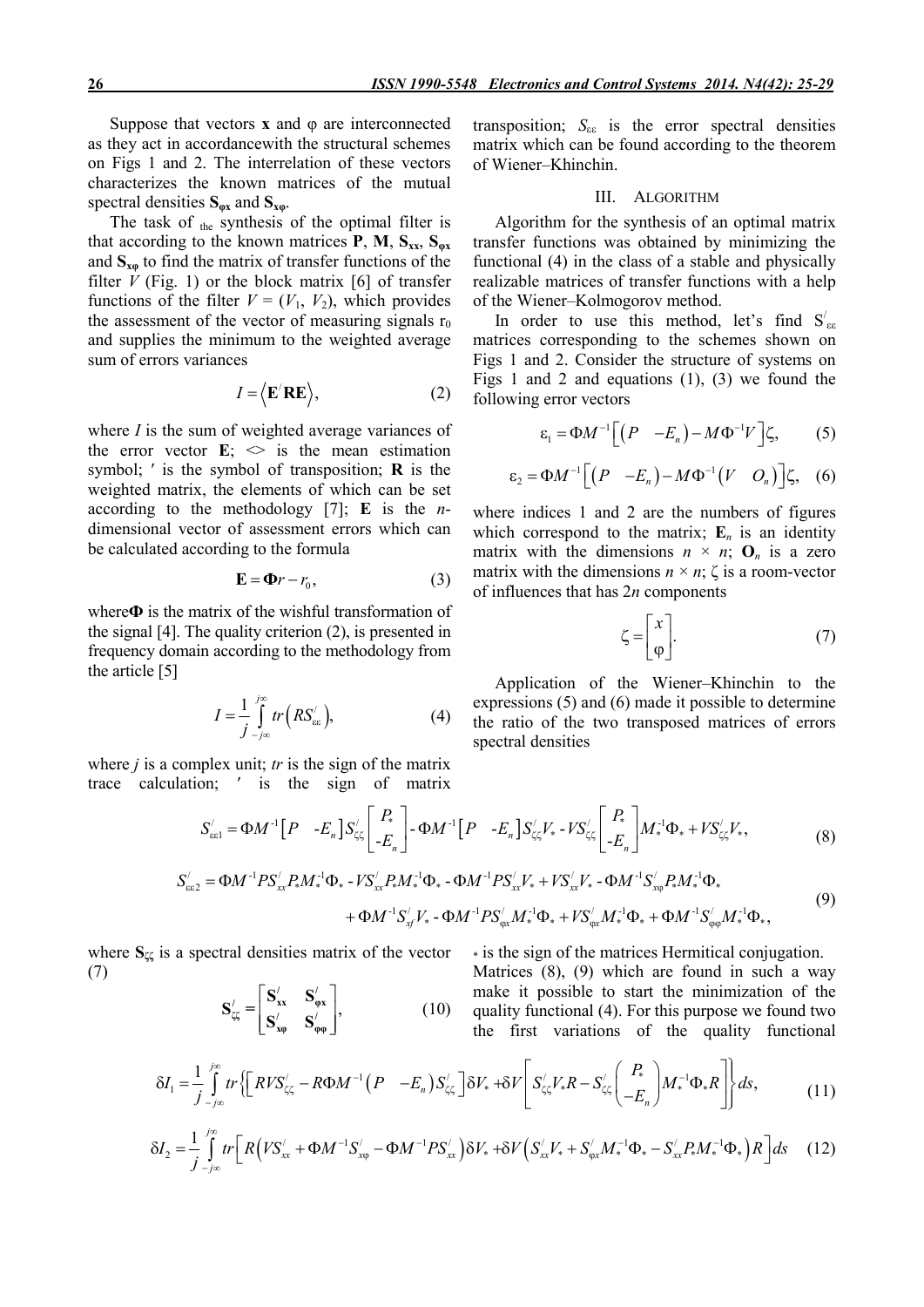Suppose that vectors **x** and φ are interconnected as they act in accordancewith the structural schemes on Figs 1 and 2. The interrelation of these vectors characterizes the known matrices of the mutual spectral densities $\mathbf{S_{\varphi x}}$ and $\mathbf{S_{x\varphi}}$.

The task of $_{\text{the}}$ synthesis of the optimal filter is that according to the known matrices **P**, **M**, $\mathbf{S_{xx}}$, $\mathbf{S_{\varphi x}}$ and $\mathbf{S_{x\varphi}}$ to find the matrix of transfer functions of the filter *V* (Fig. 1) or the block matrix [6] of transfer functions of the filter $V = (V_1, V_2)$, which provides the assessment of the vector of measuring signals $r_0$ and supplies the minimum to the weighted average sum of errors variances

$$I = \langle \mathbf{E}' \mathbf{R} \mathbf{E} \rangle, \tag{2}$$

where *I* is the sum of weighted average variances of the error vector **E**; <> is the mean estimation symbol; ′ is the symbol of transposition; **R** is the weighted matrix, the elements of which can be set according to the methodology [7]; **E** is the *n*-dimensional vector of assessment errors which can be calculated according to the formula

$$\mathbf{E} = \mathbf{\Phi} r - r_0, \tag{3}$$

where**Φ** is the matrix of the wishful transformation of the signal [4]. The quality criterion (2), is presented in frequency domain according to the methodology from the article [5]

$$I = \frac{1}{j} \int_{-j\infty}^{j\infty} tr\left(R S'_{\varepsilon\varepsilon}\right), \tag{4}$$

where *j* is a complex unit; *tr* is the sign of the matrix trace calculation; ′ is the sign of matrix transposition; $S_{\varepsilon\varepsilon}$ is the error spectral densities matrix which can be found according to the theorem of Wiener–Khinchin.

## III. Algorithm

Algorithm for the synthesis of an optimal matrix transfer functions was obtained by minimizing the functional (4) in the class of a stable and physically realizable matrices of transfer functions with a help of the Wiener–Kolmogorov method.

In order to use this method, let's find $S'_{\varepsilon\varepsilon}$ matrices corresponding to the schemes shown on Figs 1 and 2. Consider the structure of systems on Figs 1 and 2 and equations (1), (3) we found the following error vectors

$$\varepsilon_1 = \Phi M^{-1}\left[\begin{pmatrix} P & -E_n \end{pmatrix} - M\Phi^{-1}V\right]\zeta, \tag{5}$$

$$\varepsilon_2 = \Phi M^{-1}\left[\begin{pmatrix} P & -E_n \end{pmatrix} - M\Phi^{-1}\begin{pmatrix} V & O_n \end{pmatrix}\right]\zeta, \tag{6}$$

where indices 1 and 2 are the numbers of figures which correspond to the matrix; $\mathbf{E}_n$ is an identity matrix with the dimensions $n \times n$; $\mathbf{O}_n$ is a zero matrix with the dimensions $n \times n$; ζ is a room-vector of influences that has 2*n* components

$$\zeta = \begin{bmatrix} x \\ \varphi \end{bmatrix}. \tag{7}$$

Application of the Wiener–Khinchin to the expressions (5) and (6) made it possible to determine the ratio of the two transposed matrices of errors spectral densities

$$S'_{\varepsilon\varepsilon 1} = \Phi M^{-1}\begin{bmatrix} P & -E_n \end{bmatrix} S'_{\zeta\zeta}\begin{bmatrix} P_* \\ -E_n \end{bmatrix} - \Phi M^{-1}\begin{bmatrix} P & -E_n \end{bmatrix} S'_{\zeta\zeta}V_* - VS'_{\zeta\zeta}\begin{bmatrix} P_* \\ -E_n \end{bmatrix} M_*^{-1}\Phi_* + VS'_{\zeta\zeta}V_*, \tag{8}$$

$$\begin{aligned} S'_{\varepsilon\varepsilon 2} = {} & \Phi M^{-1}PS'_{xx}P_*M_*^{-1}\Phi_* - VS'_{xx}P_*M_*^{-1}\Phi_* - \Phi M^{-1}PS'_{xx}V_* + VS'_{xx}V_* - \Phi M^{-1}S'_{x\varphi}P_*M_*^{-1}\Phi_* \\ & + \Phi M^{-1}S'_{xf}V_* - \Phi M^{-1}PS'_{\varphi x}M_*^{-1}\Phi_* + VS'_{\varphi x}M_*^{-1}\Phi_* + \Phi M^{-1}S'_{\varphi\varphi}M_*^{-1}\Phi_*, \end{aligned} \tag{9}$$

where $\mathbf{S}_{\zeta\zeta}$ is a spectral densities matrix of the vector (7)

$$\mathbf{S}'_{\zeta\zeta} = \begin{bmatrix} \mathbf{S}'_{\mathbf{xx}} & \mathbf{S}'_{\boldsymbol{\varphi}\mathbf{x}} \\ \mathbf{S}'_{\mathbf{x}\boldsymbol{\varphi}} & \mathbf{S}'_{\boldsymbol{\varphi\varphi}} \end{bmatrix}, \tag{10}$$

$_*$ is the sign of the matrices Hermitical conjugation. Matrices (8), (9) which are found in such a way make it possible to start the minimization of the quality functional (4). For this purpose we found two the first variations of the quality functional

$$\delta I_1 = \frac{1}{j}\int_{-j\infty}^{j\infty} tr\left\{\left[RVS'_{\zeta\zeta} - R\Phi M^{-1}\begin{pmatrix} P & -E_n \end{pmatrix}S'_{\zeta\zeta}\right]\delta V_* + \delta V\left[S'_{\zeta\zeta}V_*R - S'_{\zeta\zeta}\begin{pmatrix} P_* \\ -E_n \end{pmatrix}M_*^{-1}\Phi_*R\right]\right\}ds, \tag{11}$$

$$\delta I_2 = \frac{1}{j}\int_{-j\infty}^{j\infty} tr\left[R\left(VS'_{xx} + \Phi M^{-1}S'_{x\varphi} - \Phi M^{-1}PS'_{xx}\right)\delta V_* + \delta V\left(S'_{xx}V_* + S'_{\varphi x}M_*^{-1}\Phi_* - S'_{xx}P_*M_*^{-1}\Phi_*\right)R\right]ds \tag{12}$$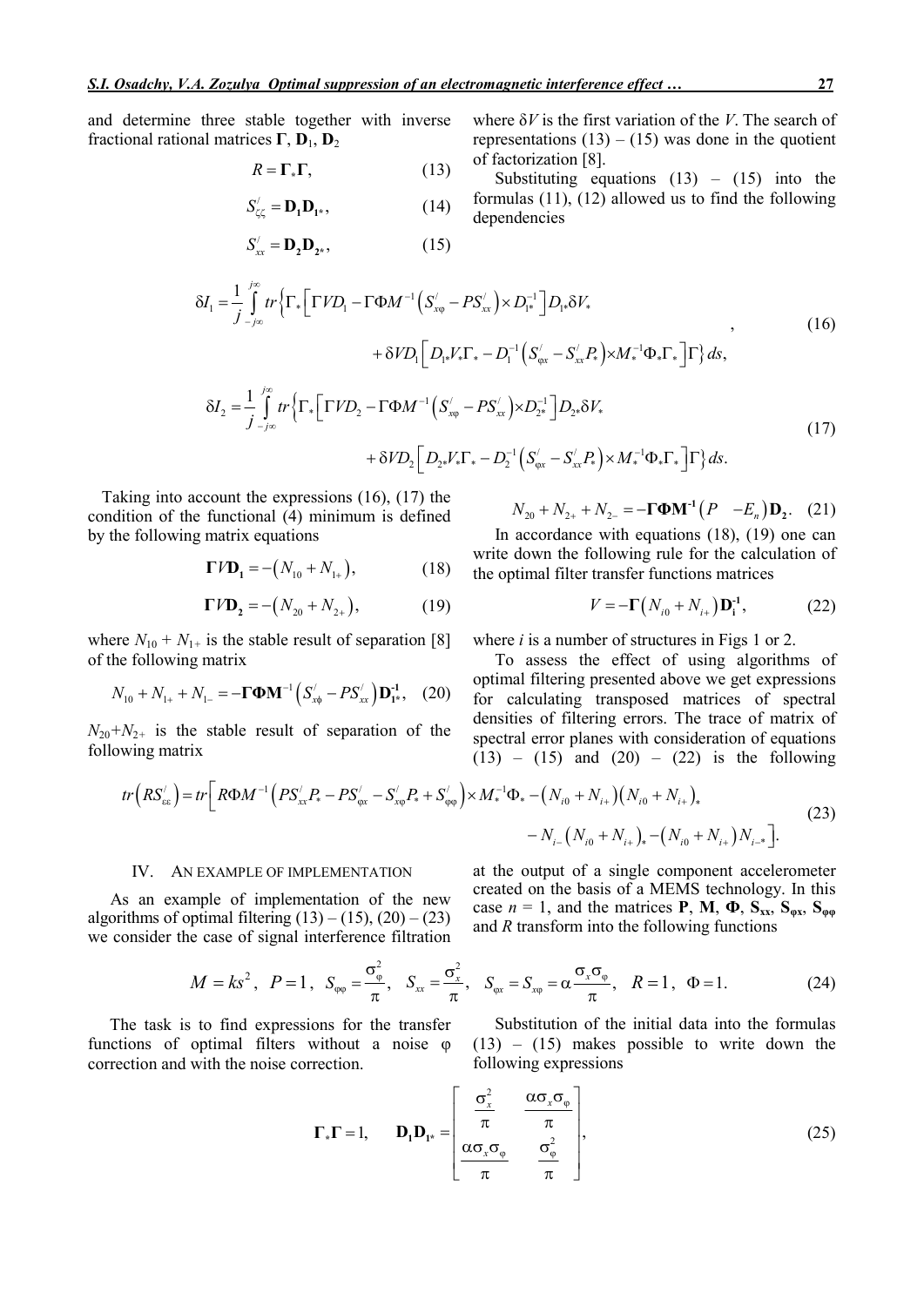and determine three stable together with inverse fractional rational matrices $\mathbf{\Gamma}$, $\mathbf{D}_1$, $\mathbf{D}_2$

$$R = \mathbf{\Gamma}_* \mathbf{\Gamma}, \tag{13}$$

$$S'_{\zeta\zeta} = \mathbf{D_1 D_{1*}}, \tag{14}$$

$$S'_{xx} = \mathbf{D_2 D_{2*}}, \tag{15}$$

where $\delta V$ is the first variation of the $V$. The search of representations (13) – (15) was done in the quotient of factorization [8].

Substituting equations (13) – (15) into the formulas (11), (12) allowed us to find the following dependencies

$$\delta I_1 = \frac{1}{j}\int_{-j\infty}^{j\infty} tr\Big\{\Gamma_*\Big[\Gamma V D_1 - \Gamma \Phi M^{-1}\left(S'_{x\varphi} - PS'_{xx}\right)\times D_{1*}^{-1}\Big] D_{1*}\delta V_* + \delta V D_1\Big[D_{1*}V_*\Gamma_* - D_1^{-1}\left(S'_{\varphi x} - S'_{xx}P_*\right)\times M_*^{-1}\Phi_*\Gamma_*\Big]\Gamma\Big\}\,ds, \tag{16}$$

$$\delta I_2 = \frac{1}{j}\int_{-j\infty}^{j\infty} tr\Big\{\Gamma_*\Big[\Gamma V D_2 - \Gamma \Phi M^{-1}\left(S'_{x\varphi} - PS'_{xx}\right)\times D_{2*}^{-1}\Big] D_{2*}\delta V_* + \delta V D_2\Big[D_{2*}V_*\Gamma_* - D_2^{-1}\left(S'_{\varphi x} - S'_{xx}P_*\right)\times M_*^{-1}\Phi_*\Gamma_*\Big]\Gamma\Big\}\,ds. \tag{17}$$

Taking into account the expressions (16), (17) the condition of the functional (4) minimum is defined by the following matrix equations

$$\mathbf{\Gamma} V\mathbf{D_1} = -\left(N_{10} + N_{1+}\right), \tag{18}$$

$$\mathbf{\Gamma} V\mathbf{D_2} = -\left(N_{20} + N_{2+}\right), \tag{19}$$

where $N_{10} + N_{1+}$ is the stable result of separation [8] of the following matrix

$$N_{10} + N_{1+} + N_{1-} = -\mathbf{\Gamma\Phi M}^{-1}\left(S'_{x\varphi} - PS'_{xx}\right)\mathbf{D_{1*}^{-1}}, \tag{20}$$

$N_{20}+N_{2+}$ is the stable result of separation of the following matrix

$$N_{20} + N_{2+} + N_{2-} = -\mathbf{\Gamma\Phi M^{-1}}\left(P - E_n\right)\mathbf{D_2}. \tag{21}$$

In accordance with equations (18), (19) one can write down the following rule for the calculation of the optimal filter transfer functions matrices

$$V = -\mathbf{\Gamma}\left(N_{i0} + N_{i+}\right)\mathbf{D_i^{-1}}, \tag{22}$$

where $i$ is a number of structures in Figs 1 or 2.

To assess the effect of using algorithms of optimal filtering presented above we get expressions for calculating transposed matrices of spectral densities of filtering errors. The trace of matrix of spectral error planes with consideration of equations (13) – (15) and (20) – (22) is the following

$$tr\left(RS'_{\varepsilon\varepsilon}\right) = tr\Big[R\Phi M^{-1}\left(PS'_{xx}P_* - PS'_{\varphi x} - S'_{x\varphi}P_* + S'_{\varphi\varphi}\right)\times M_*^{-1}\Phi_* - \left(N_{i0} + N_{i+}\right)\left(N_{i0} + N_{i+}\right)_* - N_{i-}\left(N_{i0} + N_{i+}\right)_* - \left(N_{i0} + N_{i+}\right)N_{i-*}\Big]. \tag{23}$$

## IV. An example of implementation

As an example of implementation of the new algorithms of optimal filtering (13) – (15), (20) – (23) we consider the case of signal interference filtration at the output of a single component accelerometer created on the basis of a MEMS technology. In this case $n$ = 1, and the matrices $\mathbf{P}$, $\mathbf{M}$, $\mathbf{\Phi}$, $\mathbf{S_{xx}}$, $\mathbf{S_{\varphi x}}$, $\mathbf{S_{\varphi\varphi}}$ and $R$ transform into the following functions

$$M = ks^2,\; P = 1,\; S_{\varphi\varphi} = \frac{\sigma_\varphi^2}{\pi},\; S_{xx} = \frac{\sigma_x^2}{\pi},\; S_{\varphi x} = S_{x\varphi} = \alpha\frac{\sigma_x\sigma_\varphi}{\pi},\; R = 1,\; \Phi = 1. \tag{24}$$

The task is to find expressions for the transfer functions of optimal filters without a noise $\varphi$ correction and with the noise correction.

Substitution of the initial data into the formulas (13) – (15) makes possible to write down the following expressions

$$\mathbf{\Gamma_*\Gamma} = 1, \qquad \mathbf{D_1 D_{1*}} = \begin{bmatrix} \frac{\sigma_x^2}{\pi} & \frac{\alpha\sigma_x\sigma_\varphi}{\pi} \\ \frac{\alpha\sigma_x\sigma_\varphi}{\pi} & \frac{\sigma_\varphi^2}{\pi} \end{bmatrix}, \tag{25}$$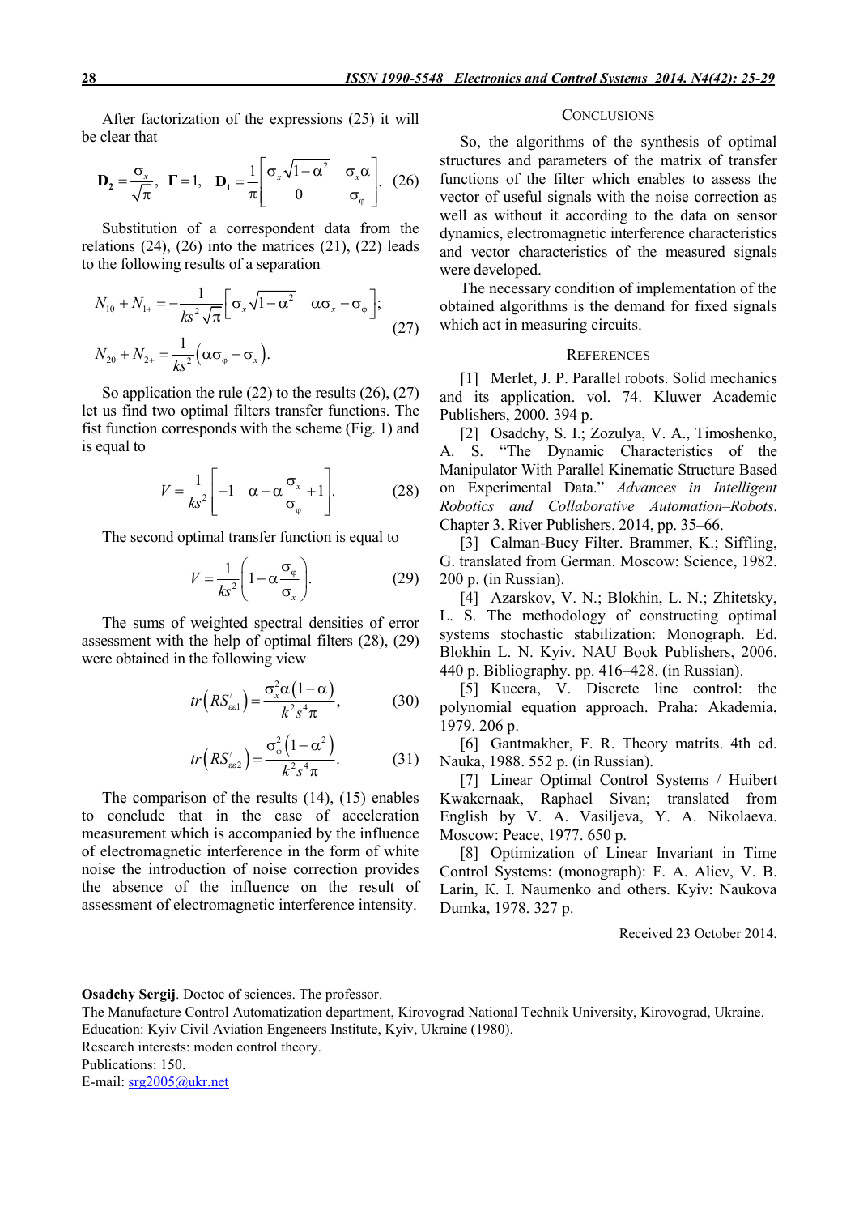After factorization of the expressions (25) it will be clear that

$$\mathbf{D_2} = \frac{\sigma_x}{\sqrt{\pi}}, \quad \mathbf{\Gamma} = 1, \quad \mathbf{D_1} = \frac{1}{\pi}\begin{bmatrix} \sigma_x\sqrt{1-\alpha^2} & \sigma_x\alpha \\ 0 & \sigma_\varphi \end{bmatrix}. \quad (26)$$

Substitution of a correspondent data from the relations (24), (26) into the matrices (21), (22) leads to the following results of a separation

$$\begin{aligned} N_{10} + N_{1+} &= -\frac{1}{ks^2\sqrt{\pi}}\left[\sigma_x\sqrt{1-\alpha^2} \quad \alpha\sigma_x - \sigma_\varphi\right]; \\ N_{20} + N_{2+} &= \frac{1}{ks^2}\left(\alpha\sigma_\varphi - \sigma_x\right). \end{aligned} \quad (27)$$

So application the rule (22) to the results (26), (27) let us find two optimal filters transfer functions. The fist function corresponds with the scheme (Fig. 1) and is equal to

$$V = \frac{1}{ks^2}\left[-1 \quad \alpha - \alpha\frac{\sigma_x}{\sigma_\varphi} + 1\right]. \quad (28)$$

The second optimal transfer function is equal to

$$V = \frac{1}{ks^2}\left(1 - \alpha\frac{\sigma_\varphi}{\sigma_x}\right). \quad (29)$$

The sums of weighted spectral densities of error assessment with the help of optimal filters (28), (29) were obtained in the following view

$$tr\left(RS'_{\varepsilon\varepsilon 1}\right) = \frac{\sigma_x^2\alpha\left(1-\alpha\right)}{k^2s^4\pi}, \quad (30)$$

$$tr\left(RS'_{\varepsilon\varepsilon 2}\right) = \frac{\sigma_\varphi^2\left(1-\alpha^2\right)}{k^2s^4\pi}. \quad (31)$$

The comparison of the results (14), (15) enables to conclude that in the case of acceleration measurement which is accompanied by the influence of electromagnetic interference in the form of white noise the introduction of noise correction provides the absence of the influence on the result of assessment of electromagnetic interference intensity.

## Conclusions

So, the algorithms of the synthesis of optimal structures and parameters of the matrix of transfer functions of the filter which enables to assess the vector of useful signals with the noise correction as well as without it according to the data on sensor dynamics, electromagnetic interference characteristics and vector characteristics of the measured signals were developed.

The necessary condition of implementation of the obtained algorithms is the demand for fixed signals which act in measuring circuits.

## References

[1] Merlet, J. P. Parallel robots. Solid mechanics and its application. vol. 74. Kluwer Academic Publishers, 2000. 394 p.

[2] Osadchy, S. I.; Zozulya, V. A., Timoshenko, A. S. "The Dynamic Characteristics of the Manipulator With Parallel Kinematic Structure Based on Experimental Data." *Advances in Intelligent Robotics and Collaborative Automation–Robots*. Chapter 3. River Publishers. 2014, pp. 35–66.

[3] Calman-Bucy Filter. Brammer, K.; Siffling, G. translated from German. Moscow: Science, 1982. 200 p. (in Russian).

[4] Azarskov, V. N.; Blokhin, L. N.; Zhitetsky, L. S. The methodology of constructing optimal systems stochastic stabilization: Monograph. Ed. Blokhin L. N. Kyiv. NAU Book Publishers, 2006. 440 p. Bibliography. pp. 416–428. (in Russian).

[5] Kucera, V. Discrete line control: the polynomial equation approach. Praha: Akademia, 1979. 206 p.

[6] Gantmakher, F. R. Theory matrits. 4th ed. Nauka, 1988. 552 p. (in Russian).

[7] Linear Optimal Control Systems / Huibert Kwakernaak, Raphael Sivan; translated from English by V. A. Vasiljeva, Y. A. Nikolaeva. Moscow: Peace, 1977. 650 p.

[8] Optimization of Linear Invariant in Time Control Systems: (monograph): F. A. Aliev, V. B. Larin, K. I. Naumenko and others. Kyiv: Naukova Dumka, 1978. 327 p.

Received 23 October 2014.

**Osadchy Sergij**. Doctoc of sciences. The professor.
The Manufacture Control Automatization department, Kirovograd National Technik University, Kirovograd, Ukraine.
Education: Kyiv Civil Aviation Engeneers Institute, Kyiv, Ukraine (1980).
Research interests: moden control theory.
Publications: 150.
E-mail: srg2005@ukr.net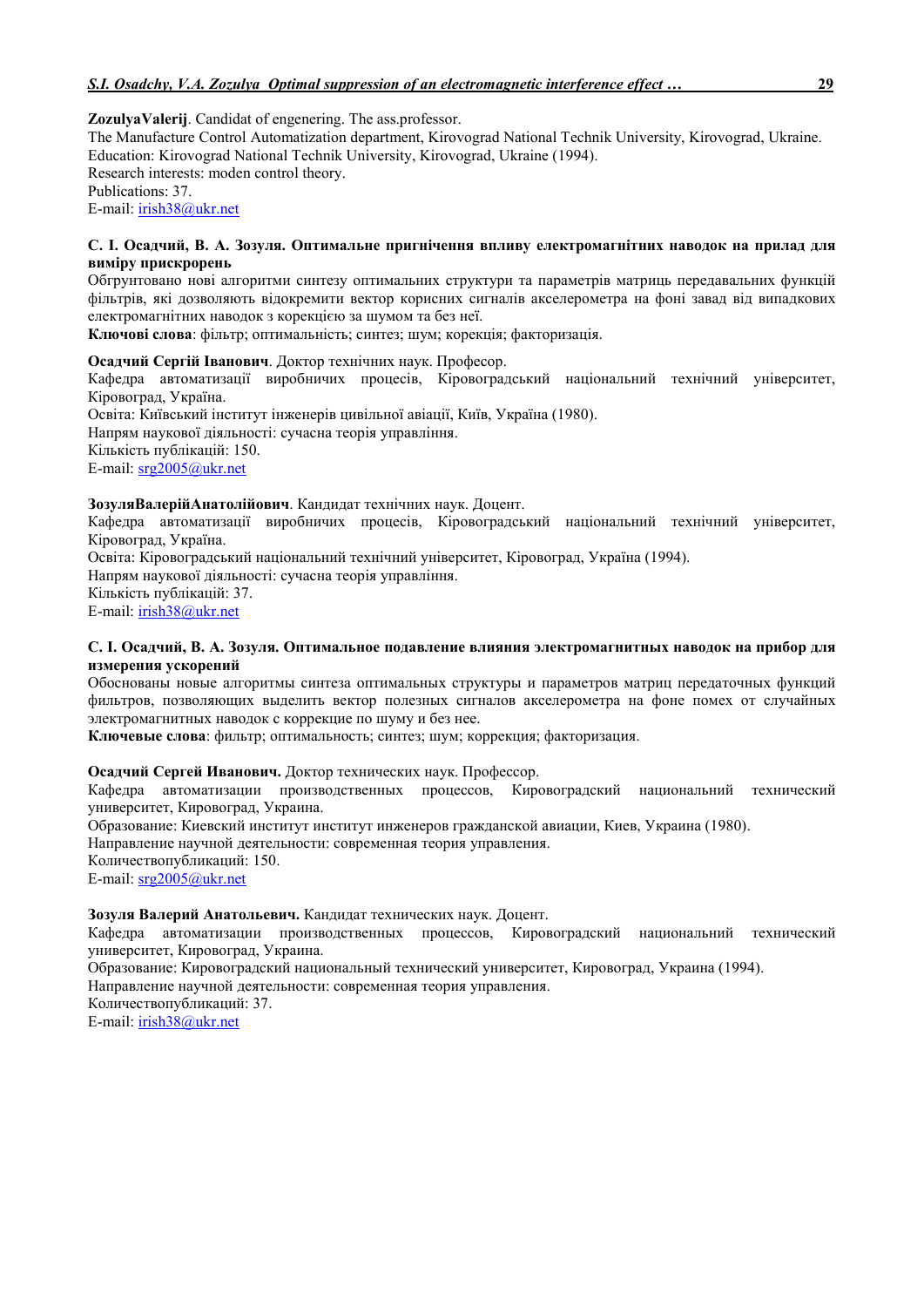**ZozulyaValerij**. Candidat of engenering. The ass.professor.
The Manufacture Control Automatization department, Kirovograd National Technik University, Kirovograd, Ukraine.
Education: Kirovograd National Technik University, Kirovograd, Ukraine (1994).
Research interests: moden control theory.
Publications: 37.
E-mail: irish38@ukr.net

**С. І. Осадчий, В. А. Зозуля. Оптимальне пригнічення впливу електромагнітних наводок на прилад для виміру прискорень**

Обгрунтовано нові алгоритми синтезу оптимальних структури та параметрів матриць передавальних функцій фільтрів, які дозволяють відокремити вектор корисних сигналів акселерометра на фоні завад від випадкових електромагнітних наводок з корекцією за шумом та без неї.

**Ключові слова**: фільтр; оптимальність; синтез; шум; корекція; факторизація.

**Осадчий Сергій Іванович**. Доктор технічних наук. Професор.
Кафедра автоматизації виробничих процесів, Кіровоградський національний технічний університет, Кіровоград, Україна.
Освіта: Київський інститут інженерів цивільної авіації, Київ, Україна (1980).
Напрям наукової діяльності: сучасна теорія управління.
Кількість публікацій: 150.
E-mail: srg2005@ukr.net

**ЗозуляВалерійАнатолійович**. Кандидат технічних наук. Доцент.
Кафедра автоматизації виробничих процесів, Кіровоградський національний технічний університет, Кіровоград, Україна.
Освіта: Кіровоградський національний технічний університет, Кіровоград, Україна (1994).
Напрям наукової діяльності: сучасна теорія управління.
Кількість публікацій: 37.
E-mail: irish38@ukr.net

**С. І. Осадчий, В. А. Зозуля. Оптимальное подавление влияния электромагнитных наводок на прибор для измерения ускорений**

Обоснованы новые алгоритмы синтеза оптимальных структуры и параметров матриц передаточных функций фильтров, позволяющих выделить вектор полезных сигналов акселерометра на фоне помех от случайных электромагнитных наводок с коррекцие по шуму и без нее.

**Ключевые слова**: фильтр; оптимальность; синтез; шум; коррекция; факторизация.

**Осадчий Сергей Иванович.** Доктор технических наук. Профессор.
Кафедра автоматизации производственных процессов, Кировоградский национальний технический университет, Кировоград, Украина.
Образование: Киевский институт институт инженеров гражданской авиации, Киев, Украина (1980).
Направление научной деятельности: современная теория управления.
Количествопубликаций: 150.
E-mail: srg2005@ukr.net

**Зозуля Валерий Анатольевич.** Кандидат технических наук. Доцент.
Кафедра автоматизации производственных процессов, Кировоградский национальний технический университет, Кировоград, Украина.
Образование: Кировоградский национальный технический университет, Кировоград, Украина (1994).
Направление научной деятельности: современная теория управления.
Количествопубликаций: 37.
E-mail: irish38@ukr.net